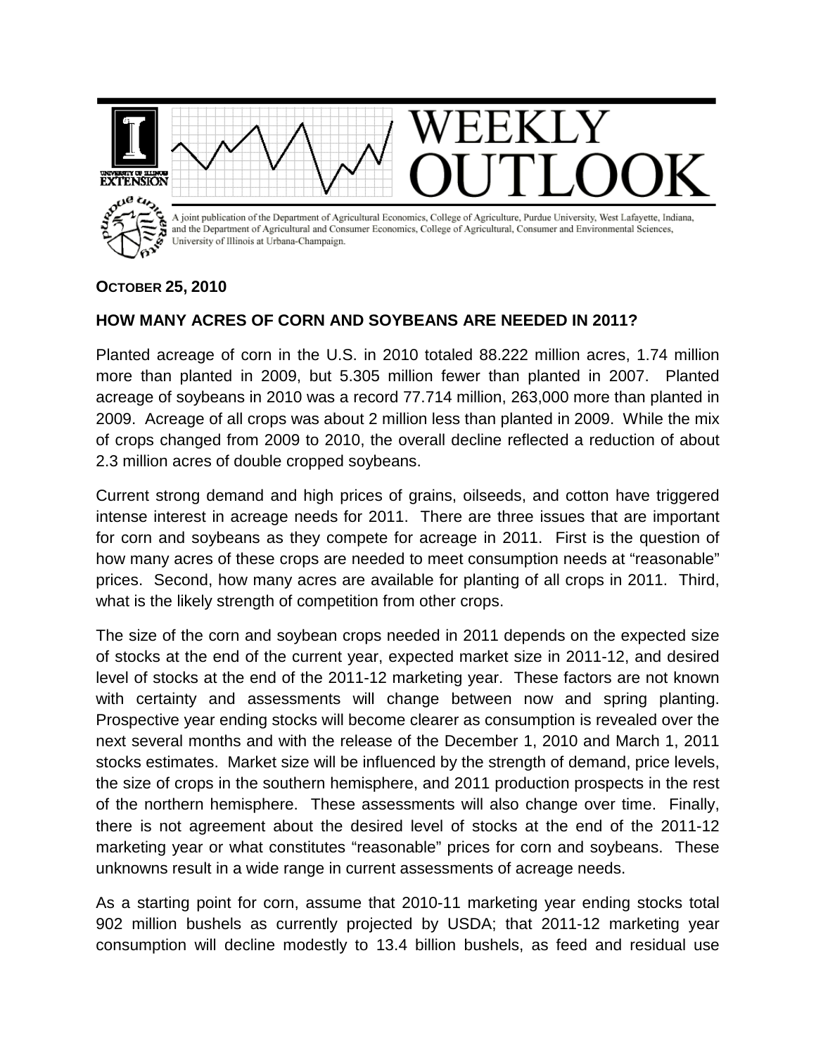WEEKLY OUTLOOK

A joint publication of the Department of Agricultural Economics, College of Agriculture, Purdue University, West Lafayette, Indiana, and the Department of Agricultural and Consumer Economics, College of Agricultural, Consumer and Environmental Sciences, University of Illinois at Urbana-Champaign.

**OCTOBER 25, 2010**

## HOW MANY ACRES OF CORN AND SOYBEANS ARE NEEDED IN 2011?

Planted acreage of corn in the U.S. in 2010 totaled 88.222 million acres, 1.74 million more than planted in 2009, but 5.305 million fewer than planted in 2007. Planted acreage of soybeans in 2010 was a record 77.714 million, 263,000 more than planted in 2009. Acreage of all crops was about 2 million less than planted in 2009. While the mix of crops changed from 2009 to 2010, the overall decline reflected a reduction of about 2.3 million acres of double cropped soybeans.

Current strong demand and high prices of grains, oilseeds, and cotton have triggered intense interest in acreage needs for 2011. There are three issues that are important for corn and soybeans as they compete for acreage in 2011. First is the question of how many acres of these crops are needed to meet consumption needs at "reasonable" prices. Second, how many acres are available for planting of all crops in 2011. Third, what is the likely strength of competition from other crops.

The size of the corn and soybean crops needed in 2011 depends on the expected size of stocks at the end of the current year, expected market size in 2011-12, and desired level of stocks at the end of the 2011-12 marketing year. These factors are not known with certainty and assessments will change between now and spring planting. Prospective year ending stocks will become clearer as consumption is revealed over the next several months and with the release of the December 1, 2010 and March 1, 2011 stocks estimates. Market size will be influenced by the strength of demand, price levels, the size of crops in the southern hemisphere, and 2011 production prospects in the rest of the northern hemisphere. These assessments will also change over time. Finally, there is not agreement about the desired level of stocks at the end of the 2011-12 marketing year or what constitutes "reasonable" prices for corn and soybeans. These unknowns result in a wide range in current assessments of acreage needs.

As a starting point for corn, assume that 2010-11 marketing year ending stocks total 902 million bushels as currently projected by USDA; that 2011-12 marketing year consumption will decline modestly to 13.4 billion bushels, as feed and residual use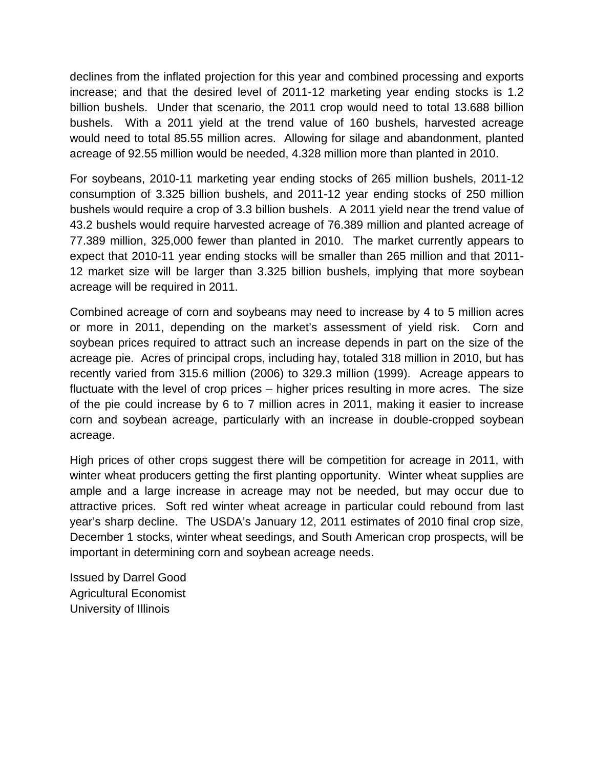declines from the inflated projection for this year and combined processing and exports increase; and that the desired level of 2011-12 marketing year ending stocks is 1.2 billion bushels. Under that scenario, the 2011 crop would need to total 13.688 billion bushels. With a 2011 yield at the trend value of 160 bushels, harvested acreage would need to total 85.55 million acres. Allowing for silage and abandonment, planted acreage of 92.55 million would be needed, 4.328 million more than planted in 2010.

For soybeans, 2010-11 marketing year ending stocks of 265 million bushels, 2011-12 consumption of 3.325 billion bushels, and 2011-12 year ending stocks of 250 million bushels would require a crop of 3.3 billion bushels. A 2011 yield near the trend value of 43.2 bushels would require harvested acreage of 76.389 million and planted acreage of 77.389 million, 325,000 fewer than planted in 2010. The market currently appears to expect that 2010-11 year ending stocks will be smaller than 265 million and that 2011-12 market size will be larger than 3.325 billion bushels, implying that more soybean acreage will be required in 2011.

Combined acreage of corn and soybeans may need to increase by 4 to 5 million acres or more in 2011, depending on the market's assessment of yield risk. Corn and soybean prices required to attract such an increase depends in part on the size of the acreage pie. Acres of principal crops, including hay, totaled 318 million in 2010, but has recently varied from 315.6 million (2006) to 329.3 million (1999). Acreage appears to fluctuate with the level of crop prices – higher prices resulting in more acres. The size of the pie could increase by 6 to 7 million acres in 2011, making it easier to increase corn and soybean acreage, particularly with an increase in double-cropped soybean acreage.

High prices of other crops suggest there will be competition for acreage in 2011, with winter wheat producers getting the first planting opportunity. Winter wheat supplies are ample and a large increase in acreage may not be needed, but may occur due to attractive prices. Soft red winter wheat acreage in particular could rebound from last year's sharp decline. The USDA's January 12, 2011 estimates of 2010 final crop size, December 1 stocks, winter wheat seedings, and South American crop prospects, will be important in determining corn and soybean acreage needs.

Issued by Darrel Good
Agricultural Economist
University of Illinois